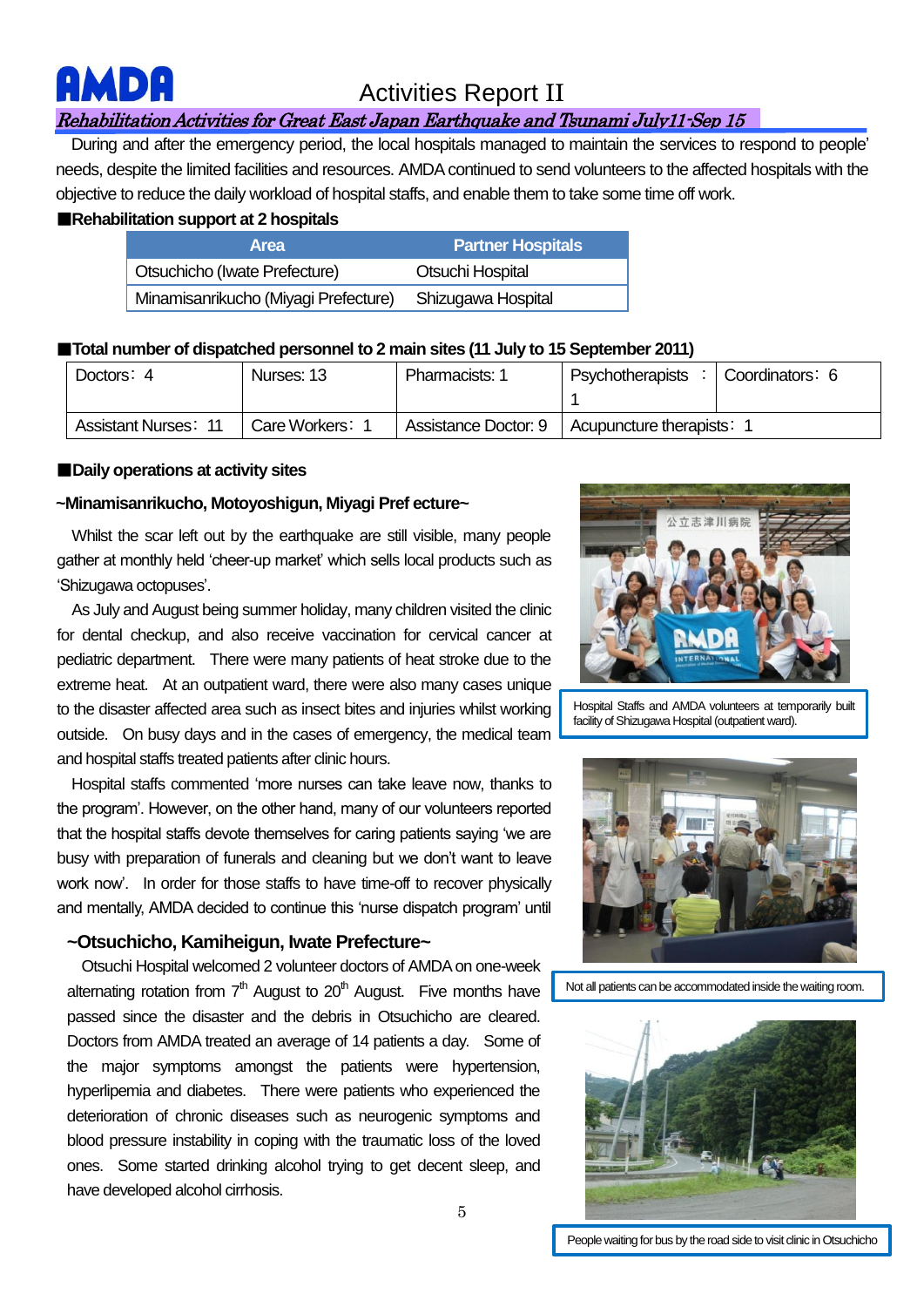# AMDA

## Activities Report II

### *Rehabilitation Activities for Great East Japan Earthquake and Tsunami July11-Sep 15*

During and after the emergency period, the local hospitals managed to maintain the services to respond to people' needs, despite the limited facilities and resources. AMDA continued to send volunteers to the affected hospitals with the objective to reduce the daily workload of hospital staffs, and enable them to take some time off work.

**■Rehabilitation support at 2 hospitals**

| Area | Partner Hospitals |
|---|---|
| Otsuchicho (Iwate Prefecture) | Otsuchi Hospital |
| Minamisanrikucho (Miyagi Prefecture) | Shizugawa Hospital |

**■Total number of dispatched personnel to 2 main sites (11 July to 15 September 2011)**

| Doctors：4 | Nurses: 13 | Pharmacists: 1 | Psychotherapists ：1 | Coordinators：6 |
|---|---|---|---|---|
| Assistant Nurses：11 | Care Workers：1 | Assistance Doctor: 9 | Acupuncture therapists：1 | |

**■Daily operations at activity sites**

**~Minamisanrikucho, Motoyoshigun, Miyagi Pref ecture~**

Whilst the scar left out by the earthquake are still visible, many people gather at monthly held 'cheer-up market' which sells local products such as 'Shizugawa octopuses'.

As July and August being summer holiday, many children visited the clinic for dental checkup, and also receive vaccination for cervical cancer at pediatric department. There were many patients of heat stroke due to the extreme heat. At an outpatient ward, there were also many cases unique to the disaster affected area such as insect bites and injuries whilst working outside. On busy days and in the cases of emergency, the medical team and hospital staffs treated patients after clinic hours.

Hospital staffs commented 'more nurses can take leave now, thanks to the program'. However, on the other hand, many of our volunteers reported that the hospital staffs devote themselves for caring patients saying 'we are busy with preparation of funerals and cleaning but we don't want to leave work now'. In order for those staffs to have time-off to recover physically and mentally, AMDA decided to continue this 'nurse dispatch program' until

Hospital Staffs and AMDA volunteers at temporarily built facility of Shizugawa Hospital (outpatient ward).

Not all patients can be accommodated inside the waiting room.

**~Otsuchicho, Kamiheigun, Iwate Prefecture~**

Otsuchi Hospital welcomed 2 volunteer doctors of AMDA on one-week alternating rotation from 7th August to 20th August. Five months have passed since the disaster and the debris in Otsuchicho are cleared. Doctors from AMDA treated an average of 14 patients a day. Some of the major symptoms amongst the patients were hypertension, hyperlipemia and diabetes. There were patients who experienced the deterioration of chronic diseases such as neurogenic symptoms and blood pressure instability in coping with the traumatic loss of the loved ones. Some started drinking alcohol trying to get decent sleep, and have developed alcohol cirrhosis.

People waiting for bus by the road side to visit clinic in Otsuchicho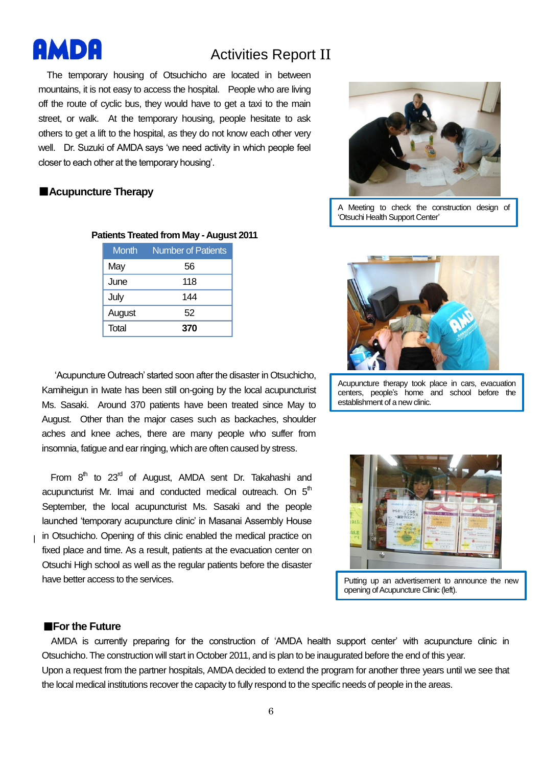# Activities Report II

The temporary housing of Otsuchicho are located in between mountains, it is not easy to access the hospital. People who are living off the route of cyclic bus, they would have to get a taxi to the main street, or walk. At the temporary housing, people hesitate to ask others to get a lift to the hospital, as they do not know each other very well. Dr. Suzuki of AMDA says 'we need activity in which people feel closer to each other at the temporary housing'.

A Meeting to check the construction design of 'Otsuchi Health Support Center'

## ■Acupuncture Therapy

**Patients Treated from May - August 2011**

| Month | Number of Patients |
|---|---|
| May | 56 |
| June | 118 |
| July | 144 |
| August | 52 |
| Total | **370** |

Acupuncture therapy took place in cars, evacuation centers, people's home and school before the establishment of a new clinic.

'Acupuncture Outreach' started soon after the disaster in Otsuchicho, Kamiheigun in Iwate has been still on-going by the local acupuncturist Ms. Sasaki. Around 370 patients have been treated since May to August. Other than the major cases such as backaches, shoulder aches and knee aches, there are many people who suffer from insomnia, fatigue and ear ringing, which are often caused by stress.

From 8th to 23rd of August, AMDA sent Dr. Takahashi and acupuncturist Mr. Imai and conducted medical outreach. On 5th September, the local acupuncturist Ms. Sasaki and the people launched 'temporary acupuncture clinic' in Masanai Assembly House in Otsuchicho. Opening of this clinic enabled the medical practice on fixed place and time. As a result, patients at the evacuation center on Otsuchi High school as well as the regular patients before the disaster have better access to the services.

Putting up an advertisement to announce the new opening of Acupuncture Clinic (left).

## ■For the Future

AMDA is currently preparing for the construction of 'AMDA health support center' with acupuncture clinic in Otsuchicho. The construction will start in October 2011, and is plan to be inaugurated before the end of this year.
Upon a request from the partner hospitals, AMDA decided to extend the program for another three years until we see that the local medical institutions recover the capacity to fully respond to the specific needs of people in the areas.